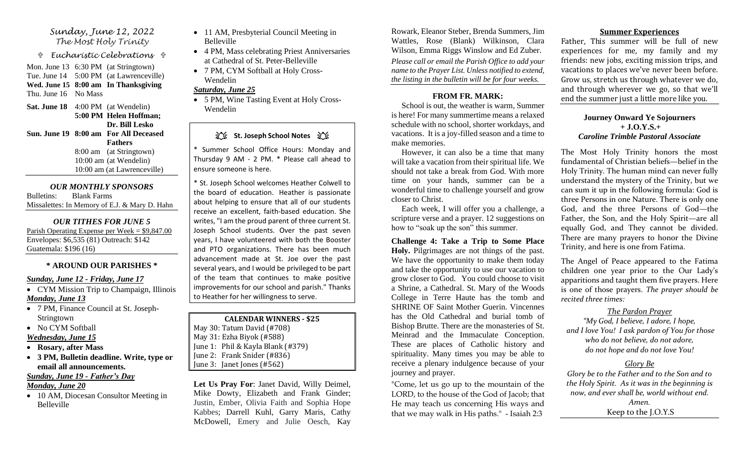*Sunday, June 12, 2022*
*The Most Holy Trinity*

*✞ Eucharistic Celebrations ✞*

| | | |
|---|---|---|
| Mon. June 13 | 6:30 PM | (at Stringtown) |
| Tue. June 14 | 5:00 PM | (at Lawrenceville) |
| **Wed. June 15** | **8:00 am** | **In Thanksgiving** |
| Thu. June 16 | No Mass | |
| **Sat. June 18** | 4:00 PM | (at Wendelin) |
| | **5:00 PM** | **Helen Hoffman; Dr. Bill Lesko** |
| **Sun. June 19** | **8:00 am** | **For All Deceased Fathers** |
| | 8:00 am | (at Stringtown) |
| | 10:00 am | (at Wendelin) |
| | 10:00 am | (at Lawrenceville) |

### *OUR MONTHLY SPONSORS*

Bulletins: Blank Farms
Missalettes: In Memory of E.J. & Mary D. Hahn

### *OUR TITHES FOR JUNE 5*

Parish Operating Expense per Week = $9,847.00
Envelopes: $6,535 (81) Outreach: $142
Guatemala: $196 (16)

### * AROUND OUR PARISHES *

***Sunday, June 12 - Friday, June 17***

- CYM Mission Trip to Champaign, Illinois

***Monday, June 13***

- 7 PM, Finance Council at St. Joseph-Stringtown
- No CYM Softball

***Wednesday, June 15***

- **Rosary, after Mass**
- **3 PM, Bulletin deadline. Write, type or email all announcements.**

***Sunday, June 19 - Father's Day***

***Monday, June 20***

- 10 AM, Diocesan Consultor Meeting in Belleville
- 11 AM, Presbyterial Council Meeting in Belleville
- 4 PM, Mass celebrating Priest Anniversaries at Cathedral of St. Peter-Belleville
- 7 PM, CYM Softball at Holy Cross-Wendelin

***Saturday, June 25***

- 5 PM, Wine Tasting Event at Holy Cross-Wendelin

### St. Joseph School Notes

* Summer School Office Hours: Monday and Thursday 9 AM - 2 PM. * Please call ahead to ensure someone is here.

* St. Joseph School welcomes Heather Colwell to the board of education. Heather is passionate about helping to ensure that all of our students receive an excellent, faith-based education. She writes, "I am the proud parent of three current St. Joseph School students. Over the past seven years, I have volunteered with both the Booster and PTO organizations. There has been much advancement made at St. Joe over the past several years, and I would be privileged to be part of the team that continues to make positive improvements for our school and parish." Thanks to Heather for her willingness to serve.

### CALENDAR WINNERS - $25

May 30: Tatum David (#708)
May 31: Ezha Biyok (#588)
June 1: Phil & Kayla Blank (#379)
June 2: Frank Snider (#836)
June 3: Janet Jones (#562)

**Let Us Pray For**: Janet David, Willy Deimel, Mike Dowty, Elizabeth and Frank Ginder; Justin, Ember, Olivia Faith and Sophia Hope Kabbes; Darrell Kuhl, Garry Maris, Cathy McDowell, Emery and Julie Oesch, Kay Rowark, Eleanor Steber, Brenda Summers, Jim Wattles, Rose (Blank) Wilkinson, Clara Wilson, Emma Riggs Winslow and Ed Zuber.

*Please call or email the Parish Office to add your name to the Prayer List. Unless notified to extend, the listing in the bulletin will be for four weeks.*

### FROM FR. MARK:

School is out, the weather is warm, Summer is here! For many summertime means a relaxed schedule with no school, shorter workdays, and vacations. It is a joy-filled season and a time to make memories.

However, it can also be a time that many will take a vacation from their spiritual life. We should not take a break from God. With more time on your hands, summer can be a wonderful time to challenge yourself and grow closer to Christ.

Each week, I will offer you a challenge, a scripture verse and a prayer. 12 suggestions on how to "soak up the son" this summer.

**Challenge 4: Take a Trip to Some Place Holy.** Pilgrimages are not things of the past. We have the opportunity to make them today and take the opportunity to use our vacation to grow closer to God. You could choose to visit a Shrine, a Cathedral. St. Mary of the Woods College in Terre Haute has the tomb and SHRINE OF Saint Mother Guerin. Vincennes has the Old Cathedral and burial tomb of Bishop Brutte. There are the monasteries of St. Meinrad and the Immaculate Conception. These are places of Catholic history and spirituality. Many times you may be able to receive a plenary indulgence because of your journey and prayer.

"Come, let us go up to the mountain of the LORD, to the house of the God of Jacob; that He may teach us concerning His ways and that we may walk in His paths." - Isaiah 2:3

### Summer Experiences

Father, This summer will be full of new experiences for me, my family and my friends: new jobs, exciting mission trips, and vacations to places we've never been before. Grow us, stretch us through whatever we do, and through wherever we go, so that we'll end the summer just a little more like you.

### Journey Onward Ye Sojourners + J.O.Y.S.+
### *Caroline Trimble Pastoral Associate*

The Most Holy Trinity honors the most fundamental of Christian beliefs—belief in the Holy Trinity. The human mind can never fully understand the mystery of the Trinity, but we can sum it up in the following formula: God is three Persons in one Nature. There is only one God, and the three Persons of God—the Father, the Son, and the Holy Spirit—are all equally God, and They cannot be divided. There are many prayers to honor the Divine Trinity, and here is one from Fatima.

The Angel of Peace appeared to the Fatima children one year prior to the Our Lady's apparitions and taught them five prayers. Here is one of those prayers. *The prayer should be recited three times:*

*The Pardon Prayer*

*"My God, I believe, I adore, I hope, and I love You! I ask pardon of You for those who do not believe, do not adore, do not hope and do not love You!*

*Glory Be*

*Glory be to the Father and to the Son and to the Holy Spirit. As it was in the beginning is now, and ever shall be, world without end. Amen.*

Keep to the J.O.Y.S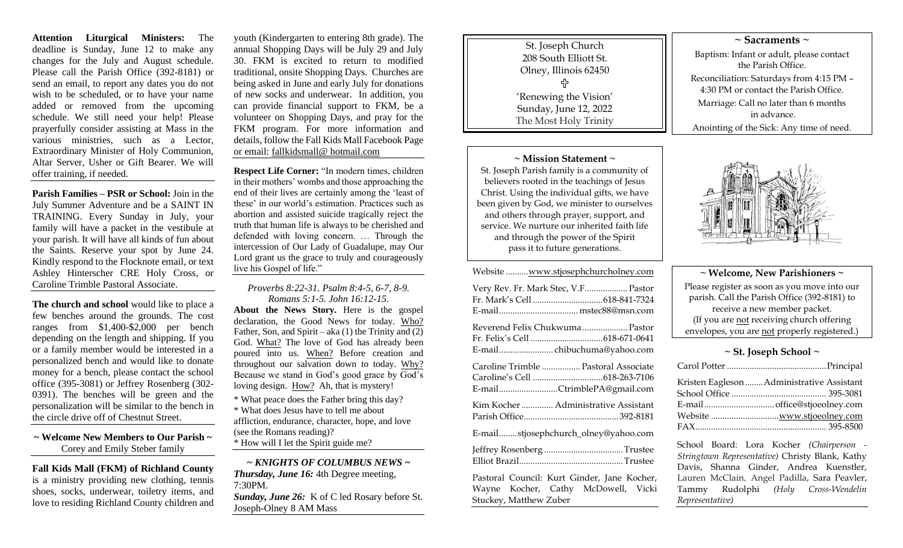**Attention Liturgical Ministers:** The deadline is Sunday, June 12 to make any changes for the July and August schedule. Please call the Parish Office (392-8181) or send an email, to report any dates you do not wish to be scheduled, or to have your name added or removed from the upcoming schedule. We still need your help! Please prayerfully consider assisting at Mass in the various ministries, such as a Lector, Extraordinary Minister of Holy Communion, Altar Server, Usher or Gift Bearer. We will offer training, if needed.

**Parish Families – PSR or School:** Join in the July Summer Adventure and be a SAINT IN TRAINING. Every Sunday in July, your family will have a packet in the vestibule at your parish. It will have all kinds of fun about the Saints. Reserve your spot by June 24. Kindly respond to the Flocknote email, or text Ashley Hinterscher CRE Holy Cross, or Caroline Trimble Pastoral Associate.

**The church and school** would like to place a few benches around the grounds. The cost ranges from $1,400-$2,000 per bench depending on the length and shipping. If you or a family member would be interested in a personalized bench and would like to donate money for a bench, please contact the school office (395-3081) or Jeffrey Rosenberg (302-0391). The benches will be green and the personalization will be similar to the bench in the circle drive off of Chestnut Street.

**~ Welcome New Members to Our Parish ~**
Corey and Emily Steber family

**Fall Kids Mall (FKM) of Richland County** is a ministry providing new clothing, tennis shoes, socks, underwear, toiletry items, and love to residing Richland County children and youth (Kindergarten to entering 8th grade). The annual Shopping Days will be July 29 and July 30. FKM is excited to return to modified traditional, onsite Shopping Days. Churches are being asked in June and early July for donations of new socks and underwear. In addition, you can provide financial support to FKM, be a volunteer on Shopping Days, and pray for the FKM program. For more information and details, follow the Fall Kids Mall Facebook Page or email: fallkidsmall@ hotmail.com

**Respect Life Corner:** "In modern times, children in their mothers' wombs and those approaching the end of their lives are certainly among the 'least of these' in our world's estimation. Practices such as abortion and assisted suicide tragically reject the truth that human life is always to be cherished and defended with loving concern. … Through the intercession of Our Lady of Guadalupe, may Our Lord grant us the grace to truly and courageously live his Gospel of life."

*Proverbs 8:22-31. Psalm 8:4-5, 6-7, 8-9. Romans 5:1-5. John 16:12-15.*

**About the News Story.** Here is the gospel declaration, the Good News for today. Who? Father, Son, and Spirit – aka (1) the Trinity and (2) God. What? The love of God has already been poured into us. When? Before creation and throughout our salvation down to today. Why? Because we stand in God's good grace by God's loving design. How? Ah, that is mystery!

* What peace does the Father bring this day?
* What does Jesus have to tell me about affliction, endurance, character, hope, and love (see the Romans reading)?
* How will I let the Spirit guide me?

***~ KNIGHTS OF COLUMBUS NEWS ~***

***Thursday, June 16:*** 4th Degree meeting, 7:30PM.

***Sunday, June 26:*** K of C led Rosary before St. Joseph-Olney 8 AM Mass

St. Joseph Church
208 South Elliott St.
Olney, Illinois 62450
✠
'Renewing the Vision'
Sunday, June 12, 2022
The Most Holy Trinity

**~ Mission Statement ~**

St. Joseph Parish family is a community of believers rooted in the teachings of Jesus Christ. Using the individual gifts, we have been given by God, we minister to ourselves and others through prayer, support, and service. We nurture our inherited faith life and through the power of the Spirit pass it to future generations.

Website .......... www.stjosephchurcholney.com

Very Rev. Fr. Mark Stec, V.F. .................. Pastor
Fr. Mark's Cell .............................. 618-841-7324
E-mail .................................. mstec88@msn.com

Reverend Felix Chukwuma .................. Pastor
Fr. Felix's Cell .............................. 618-671-0641
E-mail ....................... chibuchuma@yahoo.com

Caroline Trimble ................ Pastoral Associate
Caroline's Cell .............................. 618-263-7106
E-mail ......................... CtrimblePA@gmail.com

Kim Kocher ............. Administrative Assistant
Parish Office ......................................... 392-8181

E-mail ........ stjosephchurch_olney@yahoo.com

Jeffrey Rosenberg .................................. Trustee
Elliot Brazil ............................................ Trustee

Pastoral Council: Kurt Ginder, Jane Kocher, Wayne Kocher, Cathy McDowell, Vicki Stuckey, Matthew Zuber

**~ Sacraments ~**

Baptism: Infant or adult, please contact the Parish Office.

Reconciliation: Saturdays from 4:15 PM – 4:30 PM or contact the Parish Office.

Marriage: Call no later than 6 months in advance.

Anointing of the Sick: Any time of need.

**~ Welcome, New Parishioners ~**

Please register as soon as you move into our parish. Call the Parish Office (392-8181) to receive a new member packet.
(If you are not receiving church offering envelopes, you are not properly registered.)

**~ St. Joseph School ~**

Carol Potter ........................................... Principal

Kristen Eagleson ........ Administrative Assistant
School Office ......................................... 395-3081
E-mail .............................. office@stjoeolney.com
Website ............................. www.stjoeolney.com
FAX ........................................................ 395-8500

School Board: Lora Kocher *(Chairperson - Stringtown Representative)* Christy Blank, Kathy Davis, Shanna Ginder, Andrea Kuenstler, Lauren McClain, Angel Padilla, Sara Peavler, Tammy Rudolphi *(Holy Cross-Wendelin Representative)*